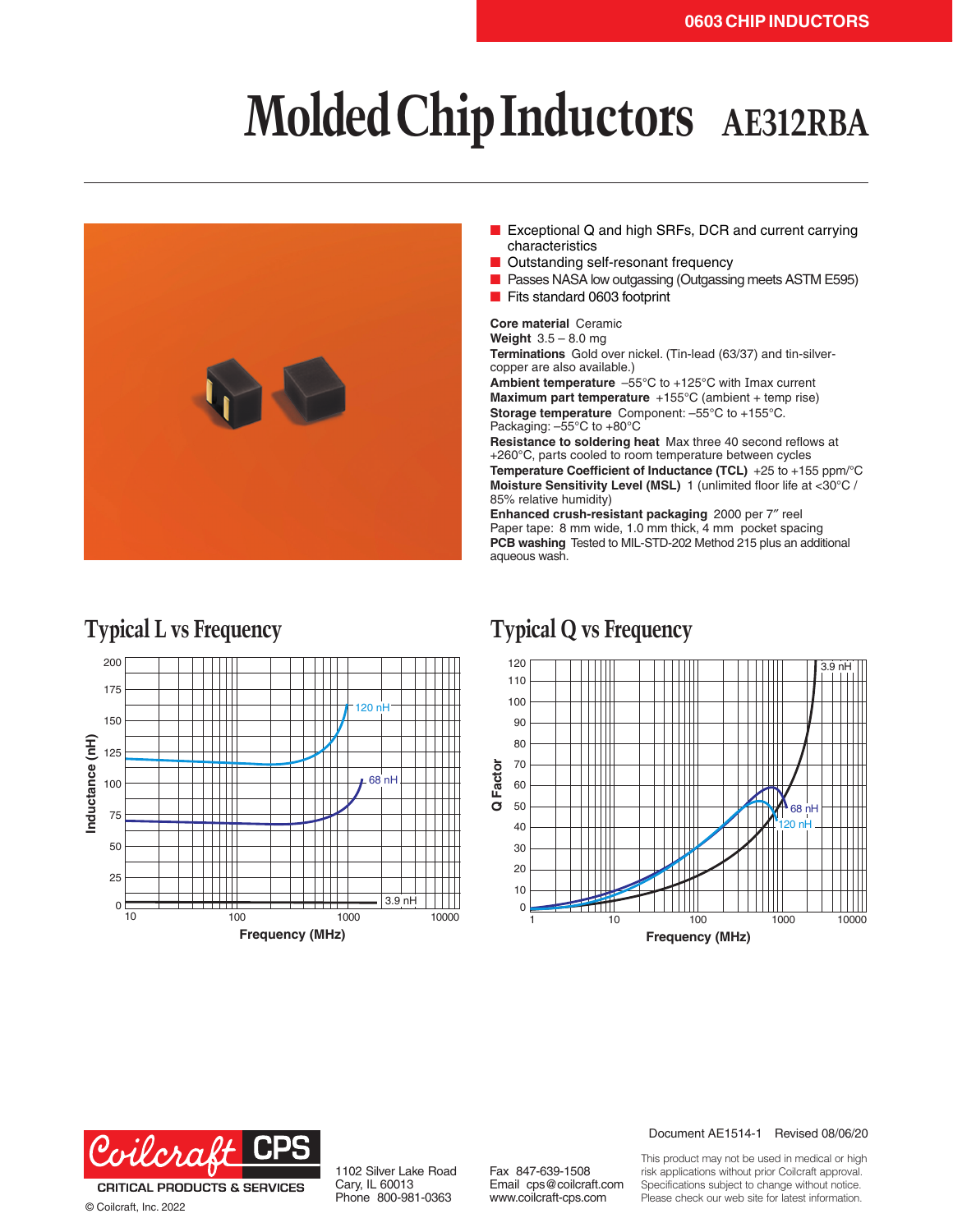# Molded Chip Inductors AE312RBA

- Exceptional Q and high SRFs, DCR and current carrying characteristics
- Outstanding self-resonant frequency
- Passes NASA low outgassing (Outgassing meets ASTM E595)
- Fits standard 0603 footprint

**Core material** Ceramic
**Weight** 3.5 – 8.0 mg
**Terminations** Gold over nickel. (Tin-lead (63/37) and tin-silver-copper are also available.)
**Ambient temperature** –55°C to +125°C with Imax current
**Maximum part temperature** +155°C (ambient + temp rise)
**Storage temperature** Component: –55°C to +155°C. Packaging: –55°C to +80°C
**Resistance to soldering heat** Max three 40 second reflows at +260°C, parts cooled to room temperature between cycles
**Temperature Coefficient of Inductance (TCL)** +25 to +155 ppm/°C
**Moisture Sensitivity Level (MSL)** 1 (unlimited floor life at <30°C / 85% relative humidity)
**Enhanced crush-resistant packaging** 2000 per 7″ reel
Paper tape: 8 mm wide, 1.0 mm thick, 4 mm pocket spacing
**PCB washing** Tested to MIL-STD-202 Method 215 plus an additional aqueous wash.

## Typical L vs Frequency

## Typical Q vs Frequency

Document AE1514-1 Revised 08/06/20

Coilcraft CPS
CRITICAL PRODUCTS & SERVICES
© Coilcraft, Inc. 2022

1102 Silver Lake Road
Cary, IL 60013
Phone 800-981-0363

Fax 847-639-1508
Email cps@coilcraft.com
www.coilcraft-cps.com

This product may not be used in medical or high risk applications without prior Coilcraft approval. Specifications subject to change without notice. Please check our web site for latest information.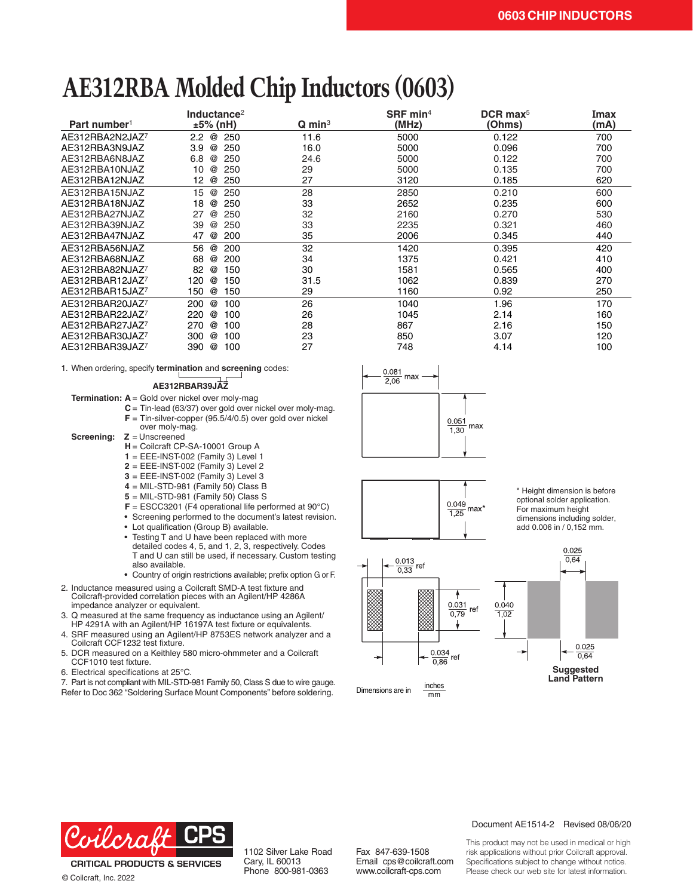# AE312RBA Molded Chip Inductors (0603)

| Part number[1] | Inductance[2] ±5% (nH) | Q min[3] | SRF min[4] (MHz) | DCR max[5] (Ohms) | Imax (mA) |
|---|---|---|---|---|---|
| AE312RBA2N2JAZ[7] | 2.2 @ 250 | 11.6 | 5000 | 0.122 | 700 |
| AE312RBA3N9JAZ | 3.9 @ 250 | 16.0 | 5000 | 0.096 | 700 |
| AE312RBA6N8JAZ | 6.8 @ 250 | 24.6 | 5000 | 0.122 | 700 |
| AE312RBA10NJAZ | 10 @ 250 | 29 | 5000 | 0.135 | 700 |
| AE312RBA12NJAZ | 12 @ 250 | 27 | 3120 | 0.185 | 620 |
| AE312RBA15NJAZ | 15 @ 250 | 28 | 2850 | 0.210 | 600 |
| AE312RBA18NJAZ | 18 @ 250 | 33 | 2652 | 0.235 | 600 |
| AE312RBA27NJAZ | 27 @ 250 | 32 | 2160 | 0.270 | 530 |
| AE312RBA39NJAZ | 39 @ 250 | 33 | 2235 | 0.321 | 460 |
| AE312RBA47NJAZ | 47 @ 200 | 35 | 2006 | 0.345 | 440 |
| AE312RBA56NJAZ | 56 @ 200 | 32 | 1420 | 0.395 | 420 |
| AE312RBA68NJAZ | 68 @ 200 | 34 | 1375 | 0.421 | 410 |
| AE312RBA82NJAZ[7] | 82 @ 150 | 30 | 1581 | 0.565 | 400 |
| AE312RBAR12JAZ[7] | 120 @ 150 | 31.5 | 1062 | 0.839 | 270 |
| AE312RBAR15JAZ[7] | 150 @ 150 | 29 | 1160 | 0.92 | 250 |
| AE312RBAR20JAZ[7] | 200 @ 100 | 26 | 1040 | 1.96 | 170 |
| AE312RBAR22JAZ[7] | 220 @ 100 | 26 | 1045 | 2.14 | 160 |
| AE312RBAR27JAZ[7] | 270 @ 100 | 28 | 867 | 2.16 | 150 |
| AE312RBAR30JAZ[7] | 300 @ 100 | 23 | 850 | 3.07 | 120 |
| AE312RBAR39JAZ[7] | 390 @ 100 | 27 | 748 | 4.14 | 100 |

1. When ordering, specify **termination** and **screening** codes:

   **AE312RBAR39JAZ**

   **Termination:** **A** = Gold over nickel over moly-mag
   **C** = Tin-lead (63/37) over gold over nickel over moly-mag.
   **F** = Tin-silver-copper (95.5/4/0.5) over gold over nickel over moly-mag.

   **Screening:** **Z** = Unscreened
   **H** = Coilcraft CP-SA-10001 Group A
   **1** = EEE-INST-002 (Family 3) Level 1
   **2** = EEE-INST-002 (Family 3) Level 2
   **3** = EEE-INST-002 (Family 3) Level 3
   **4** = MIL-STD-981 (Family 50) Class B
   **5** = MIL-STD-981 (Family 50) Class S
   **F** = ESCC3201 (F4 operational life performed at 90°C)
   - Screening performed to the document's latest revision.
   - Lot qualification (Group B) available.
   - Testing T and U have been replaced with more detailed codes 4, 5, and 1, 2, 3, respectively. Codes T and U can still be used, if necessary. Custom testing also available.
   - Country of origin restrictions available; prefix option G or F.
2. Inductance measured using a Coilcraft SMD-A test fixture and Coilcraft-provided correlation pieces with an Agilent/HP 4286A impedance analyzer or equivalent.
3. Q measured at the same frequency as inductance using an Agilent/HP 4291A with an Agilent/HP 16197A test fixture or equivalents.
4. SRF measured using an Agilent/HP 8753ES network analyzer and a Coilcraft CCF1232 test fixture.
5. DCR measured on a Keithley 580 micro-ohmmeter and a Coilcraft CCF1010 test fixture.
6. Electrical specifications at 25°C.
7. Part is not compliant with MIL-STD-981 Family 50, Class S due to wire gauge.

Refer to Doc 362 "Soldering Surface Mount Components" before soldering.

0.081 / 2,06 max

0.051 / 1,30 max

0.049 / 1,25 max*

* Height dimension is before optional solder application. For maximum height dimensions including solder, add 0.006 in / 0,152 mm.

0.013 / 0,33 ref

0.031 / 0,79 ref

0.034 / 0,86 ref

0.025 / 0,64

0.040 / 1,02

0.025 / 0,64

**Suggested Land Pattern**

Dimensions are in inches / mm

Document AE1514-2 Revised 08/06/20

CRITICAL PRODUCTS & SERVICES

© Coilcraft, Inc. 2022

1102 Silver Lake Road
Cary, IL 60013
Phone 800-981-0363

Fax 847-639-1508
Email cps@coilcraft.com
www.coilcraft-cps.com

This product may not be used in medical or high risk applications without prior Coilcraft approval. Specifications subject to change without notice. Please check our web site for latest information.